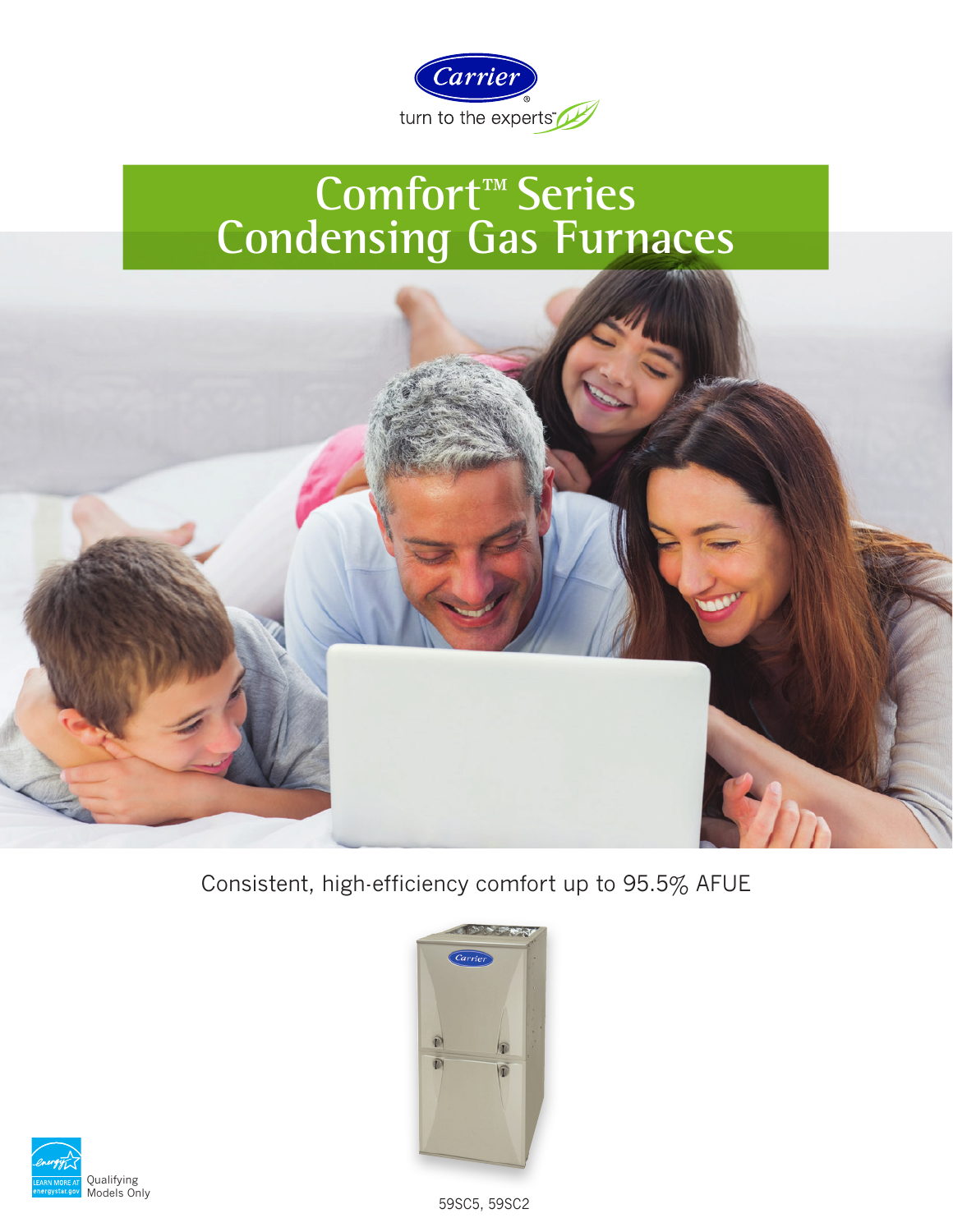Carrier

turn to the experts

# Comfort™ Series Condensing Gas Furnaces

Consistent, high-efficiency comfort up to 95.5% AFUE

59SC5, 59SC2

Qualifying Models Only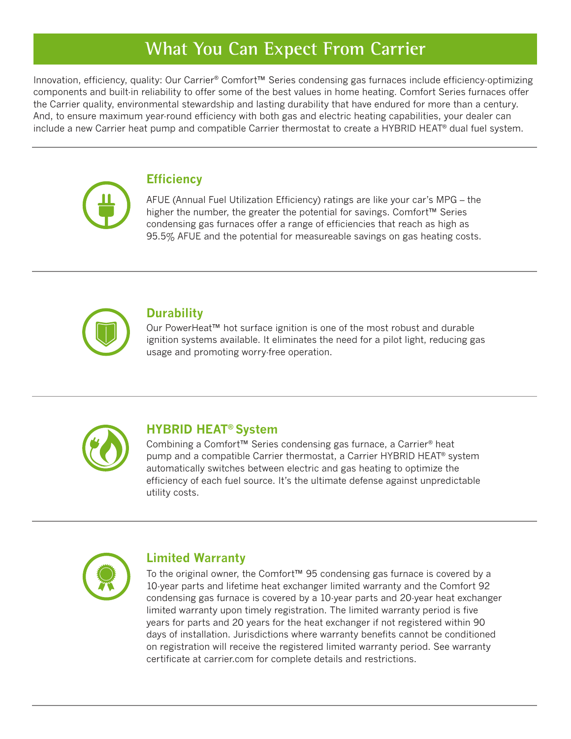# What You Can Expect From Carrier

Innovation, efficiency, quality: Our Carrier® Comfort™ Series condensing gas furnaces include efficiency-optimizing components and built-in reliability to offer some of the best values in home heating. Comfort Series furnaces offer the Carrier quality, environmental stewardship and lasting durability that have endured for more than a century. And, to ensure maximum year-round efficiency with both gas and electric heating capabilities, your dealer can include a new Carrier heat pump and compatible Carrier thermostat to create a HYBRID HEAT® dual fuel system.

---

## Efficiency

AFUE (Annual Fuel Utilization Efficiency) ratings are like your car's MPG – the higher the number, the greater the potential for savings. Comfort™ Series condensing gas furnaces offer a range of efficiencies that reach as high as 95.5% AFUE and the potential for measureable savings on gas heating costs.

---

## Durability

Our PowerHeat™ hot surface ignition is one of the most robust and durable ignition systems available. It eliminates the need for a pilot light, reducing gas usage and promoting worry-free operation.

---

## HYBRID HEAT® System

Combining a Comfort™ Series condensing gas furnace, a Carrier® heat pump and a compatible Carrier thermostat, a Carrier HYBRID HEAT® system automatically switches between electric and gas heating to optimize the efficiency of each fuel source. It's the ultimate defense against unpredictable utility costs.

---

## Limited Warranty

To the original owner, the Comfort™ 95 condensing gas furnace is covered by a 10-year parts and lifetime heat exchanger limited warranty and the Comfort 92 condensing gas furnace is covered by a 10-year parts and 20-year heat exchanger limited warranty upon timely registration. The limited warranty period is five years for parts and 20 years for the heat exchanger if not registered within 90 days of installation. Jurisdictions where warranty benefits cannot be conditioned on registration will receive the registered limited warranty period. See warranty certificate at carrier.com for complete details and restrictions.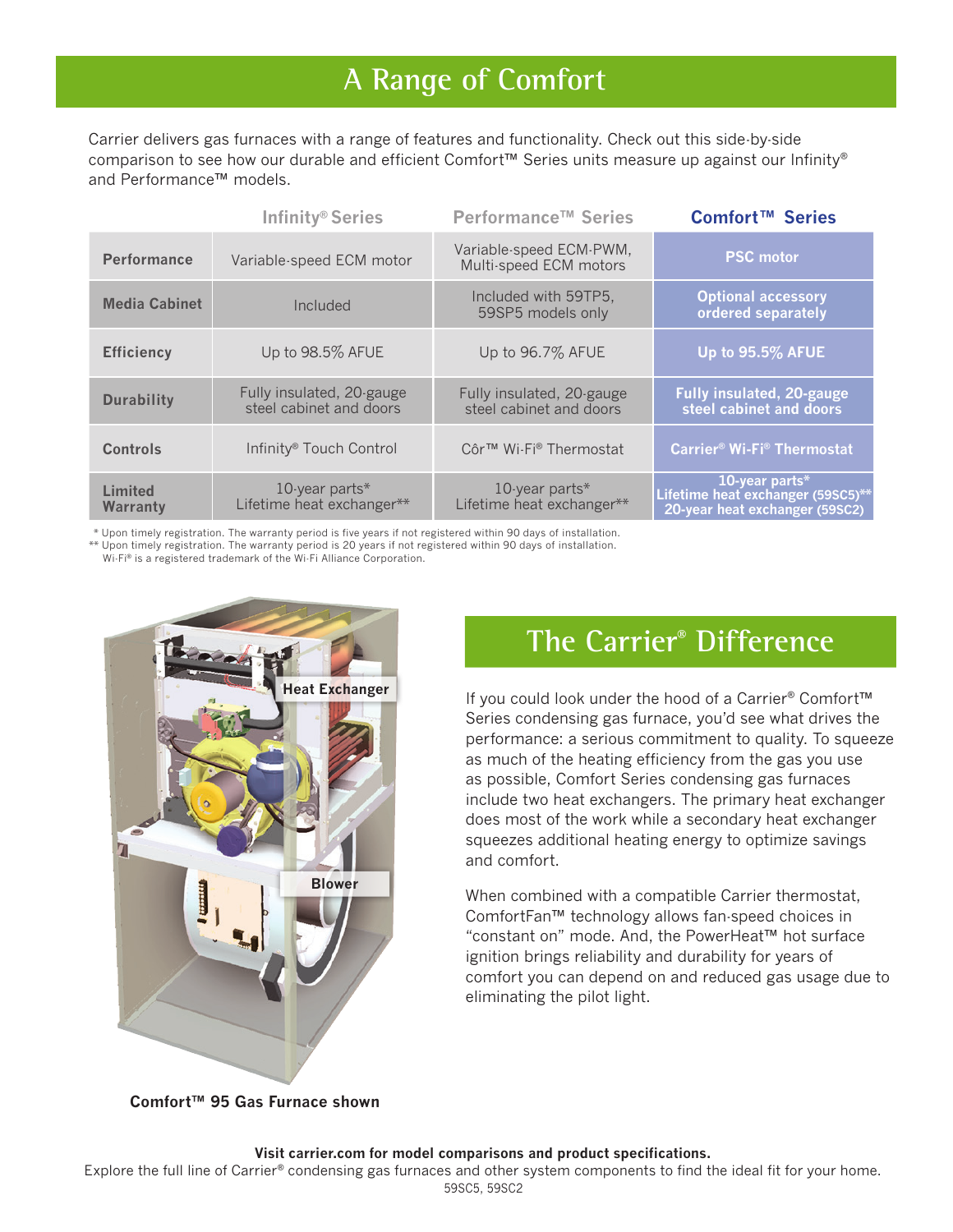# A Range of Comfort

Carrier delivers gas furnaces with a range of features and functionality. Check out this side-by-side comparison to see how our durable and efficient Comfort™ Series units measure up against our Infinity® and Performance™ models.

| | Infinity® Series | Performance™ Series | Comfort™ Series |
|---|---|---|---|
| **Performance** | Variable-speed ECM motor | Variable-speed ECM-PWM, Multi-speed ECM motors | **PSC motor** |
| **Media Cabinet** | Included | Included with 59TP5, 59SP5 models only | **Optional accessory ordered separately** |
| **Efficiency** | Up to 98.5% AFUE | Up to 96.7% AFUE | **Up to 95.5% AFUE** |
| **Durability** | Fully insulated, 20-gauge steel cabinet and doors | Fully insulated, 20-gauge steel cabinet and doors | **Fully insulated, 20-gauge steel cabinet and doors** |
| **Controls** | Infinity® Touch Control | Côr™ Wi-Fi® Thermostat | **Carrier® Wi-Fi® Thermostat** |
| **Limited Warranty** | 10-year parts* Lifetime heat exchanger** | 10-year parts* Lifetime heat exchanger** | **10-year parts* Lifetime heat exchanger (59SC5)** 20-year heat exchanger (59SC2)** |

\* Upon timely registration. The warranty period is five years if not registered within 90 days of installation.
\** Upon timely registration. The warranty period is 20 years if not registered within 90 days of installation.
Wi-Fi® is a registered trademark of the Wi-Fi Alliance Corporation.

Heat Exchanger

Blower

**Comfort™ 95 Gas Furnace shown**

# The Carrier® Difference

If you could look under the hood of a Carrier® Comfort™ Series condensing gas furnace, you'd see what drives the performance: a serious commitment to quality. To squeeze as much of the heating efficiency from the gas you use as possible, Comfort Series condensing gas furnaces include two heat exchangers. The primary heat exchanger does most of the work while a secondary heat exchanger squeezes additional heating energy to optimize savings and comfort.

When combined with a compatible Carrier thermostat, ComfortFan™ technology allows fan-speed choices in "constant on" mode. And, the PowerHeat™ hot surface ignition brings reliability and durability for years of comfort you can depend on and reduced gas usage due to eliminating the pilot light.

**Visit carrier.com for model comparisons and product specifications.**
Explore the full line of Carrier® condensing gas furnaces and other system components to find the ideal fit for your home.
59SC5, 59SC2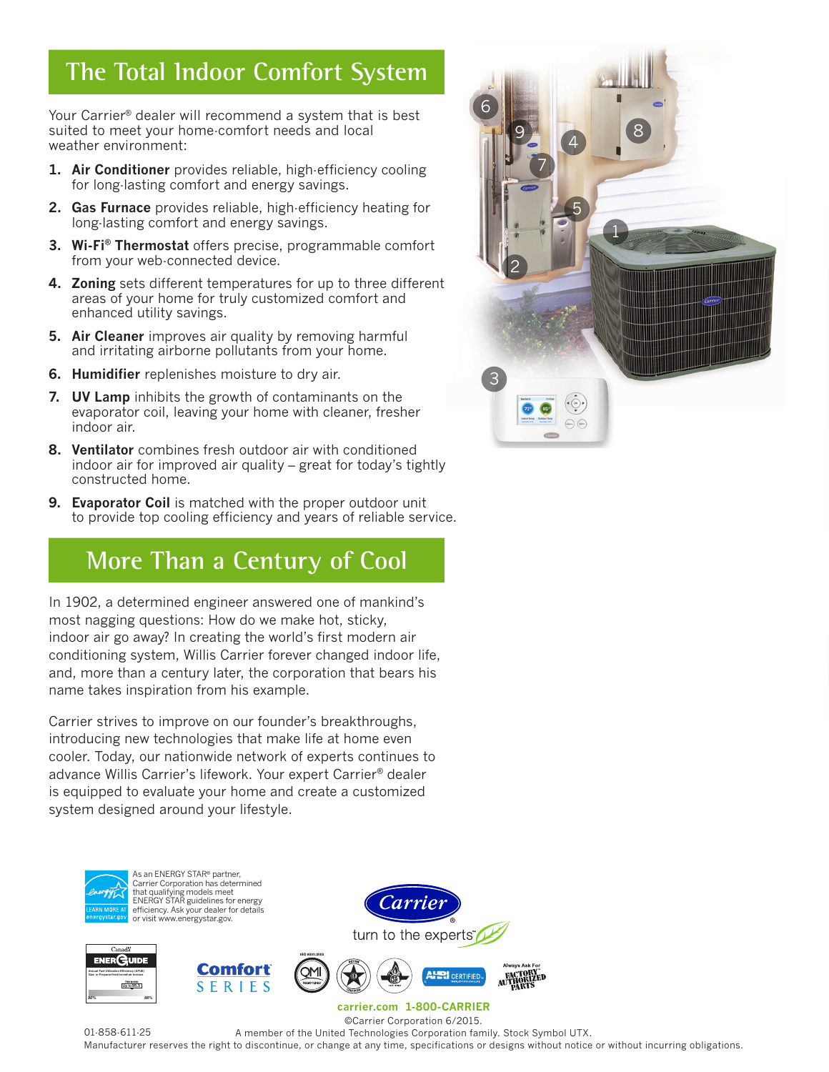## The Total Indoor Comfort System

Your Carrier® dealer will recommend a system that is best suited to meet your home-comfort needs and local weather environment:

1. **Air Conditioner** provides reliable, high-efficiency cooling for long-lasting comfort and energy savings.
2. **Gas Furnace** provides reliable, high-efficiency heating for long-lasting comfort and energy savings.
3. **Wi-Fi® Thermostat** offers precise, programmable comfort from your web-connected device.
4. **Zoning** sets different temperatures for up to three different areas of your home for truly customized comfort and enhanced utility savings.
5. **Air Cleaner** improves air quality by removing harmful and irritating airborne pollutants from your home.
6. **Humidifier** replenishes moisture to dry air.
7. **UV Lamp** inhibits the growth of contaminants on the evaporator coil, leaving your home with cleaner, fresher indoor air.
8. **Ventilator** combines fresh outdoor air with conditioned indoor air for improved air quality – great for today's tightly constructed home.
9. **Evaporator Coil** is matched with the proper outdoor unit to provide top cooling efficiency and years of reliable service.

## More Than a Century of Cool

In 1902, a determined engineer answered one of mankind's most nagging questions: How do we make hot, sticky, indoor air go away? In creating the world's first modern air conditioning system, Willis Carrier forever changed indoor life, and, more than a century later, the corporation that bears his name takes inspiration from his example.

Carrier strives to improve on our founder's breakthroughs, introducing new technologies that make life at home even cooler. Today, our nationwide network of experts continues to advance Willis Carrier's lifework. Your expert Carrier® dealer is equipped to evaluate your home and create a customized system designed around your lifestyle.

As an ENERGY STAR® partner, Carrier Corporation has determined that qualifying models meet ENERGY STAR guidelines for energy efficiency. Ask your dealer for details or visit www.energystar.gov.

Carrier® turn to the experts™

Comfort SERIES

**carrier.com 1-800-CARRIER**

©Carrier Corporation 6/2015.

01-858-611-25 A member of the United Technologies Corporation family. Stock Symbol UTX.

Manufacturer reserves the right to discontinue, or change at any time, specifications or designs without notice or without incurring obligations.